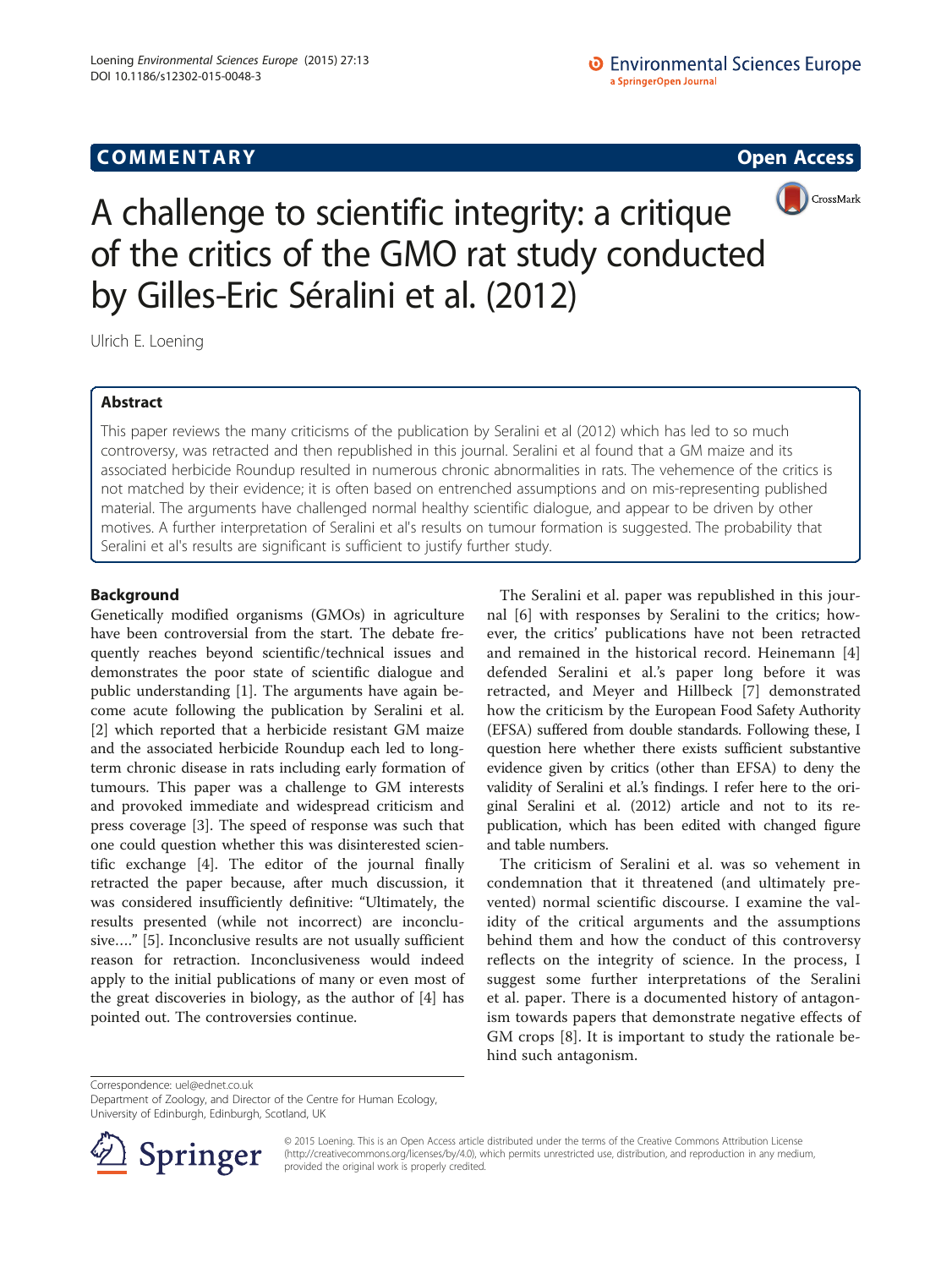COMMENTARY

Open Access

# A challenge to scientific integrity: a critique of the critics of the GMO rat study conducted by Gilles-Eric Séralini et al. (2012)

Ulrich E. Loening

## Abstract

This paper reviews the many criticisms of the publication by Seralini et al (2012) which has led to so much controversy, was retracted and then republished in this journal. Seralini et al found that a GM maize and its associated herbicide Roundup resulted in numerous chronic abnormalities in rats. The vehemence of the critics is not matched by their evidence; it is often based on entrenched assumptions and on mis-representing published material. The arguments have challenged normal healthy scientific dialogue, and appear to be driven by other motives. A further interpretation of Seralini et al's results on tumour formation is suggested. The probability that Seralini et al's results are significant is sufficient to justify further study.

## Background

Genetically modified organisms (GMOs) in agriculture have been controversial from the start. The debate frequently reaches beyond scientific/technical issues and demonstrates the poor state of scientific dialogue and public understanding [1]. The arguments have again become acute following the publication by Seralini et al. [2] which reported that a herbicide resistant GM maize and the associated herbicide Roundup each led to long-term chronic disease in rats including early formation of tumours. This paper was a challenge to GM interests and provoked immediate and widespread criticism and press coverage [3]. The speed of response was such that one could question whether this was disinterested scientific exchange [4]. The editor of the journal finally retracted the paper because, after much discussion, it was considered insufficiently definitive: "Ultimately, the results presented (while not incorrect) are inconclusive…." [5]. Inconclusive results are not usually sufficient reason for retraction. Inconclusiveness would indeed apply to the initial publications of many or even most of the great discoveries in biology, as the author of [4] has pointed out. The controversies continue.

The Seralini et al. paper was republished in this journal [6] with responses by Seralini to the critics; however, the critics' publications have not been retracted and remained in the historical record. Heinemann [4] defended Seralini et al.'s paper long before it was retracted, and Meyer and Hillbeck [7] demonstrated how the criticism by the European Food Safety Authority (EFSA) suffered from double standards. Following these, I question here whether there exists sufficient substantive evidence given by critics (other than EFSA) to deny the validity of Seralini et al.'s findings. I refer here to the original Seralini et al. (2012) article and not to its republication, which has been edited with changed figure and table numbers.

The criticism of Seralini et al. was so vehement in condemnation that it threatened (and ultimately prevented) normal scientific discourse. I examine the validity of the critical arguments and the assumptions behind them and how the conduct of this controversy reflects on the integrity of science. In the process, I suggest some further interpretations of the Seralini et al. paper. There is a documented history of antagonism towards papers that demonstrate negative effects of GM crops [8]. It is important to study the rationale behind such antagonism.

Correspondence: uel@ednet.co.uk
Department of Zoology, and Director of the Centre for Human Ecology, University of Edinburgh, Edinburgh, Scotland, UK

© 2015 Loening. This is an Open Access article distributed under the terms of the Creative Commons Attribution License (http://creativecommons.org/licenses/by/4.0), which permits unrestricted use, distribution, and reproduction in any medium, provided the original work is properly credited.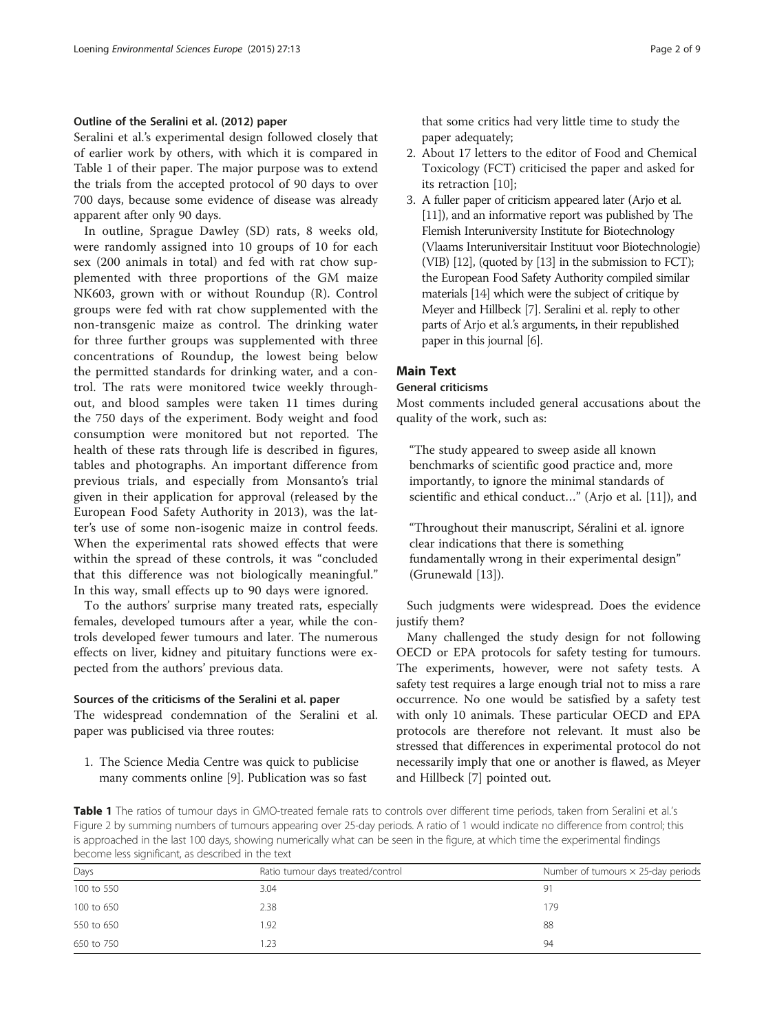### Outline of the Seralini et al. (2012) paper

Seralini et al.'s experimental design followed closely that of earlier work by others, with which it is compared in Table 1 of their paper. The major purpose was to extend the trials from the accepted protocol of 90 days to over 700 days, because some evidence of disease was already apparent after only 90 days.

In outline, Sprague Dawley (SD) rats, 8 weeks old, were randomly assigned into 10 groups of 10 for each sex (200 animals in total) and fed with rat chow supplemented with three proportions of the GM maize NK603, grown with or without Roundup (R). Control groups were fed with rat chow supplemented with the non-transgenic maize as control. The drinking water for three further groups was supplemented with three concentrations of Roundup, the lowest being below the permitted standards for drinking water, and a control. The rats were monitored twice weekly throughout, and blood samples were taken 11 times during the 750 days of the experiment. Body weight and food consumption were monitored but not reported. The health of these rats through life is described in figures, tables and photographs. An important difference from previous trials, and especially from Monsanto's trial given in their application for approval (released by the European Food Safety Authority in 2013), was the latter's use of some non-isogenic maize in control feeds. When the experimental rats showed effects that were within the spread of these controls, it was "concluded that this difference was not biologically meaningful." In this way, small effects up to 90 days were ignored.

To the authors' surprise many treated rats, especially females, developed tumours after a year, while the controls developed fewer tumours and later. The numerous effects on liver, kidney and pituitary functions were expected from the authors' previous data.

### Sources of the criticisms of the Seralini et al. paper

The widespread condemnation of the Seralini et al. paper was publicised via three routes:

1. The Science Media Centre was quick to publicise many comments online [9]. Publication was so fast that some critics had very little time to study the paper adequately;
2. About 17 letters to the editor of Food and Chemical Toxicology (FCT) criticised the paper and asked for its retraction [10];
3. A fuller paper of criticism appeared later (Arjo et al. [11]), and an informative report was published by The Flemish Interuniversity Institute for Biotechnology (Vlaams Interuniversitair Instituut voor Biotechnologie) (VIB) [12], (quoted by [13] in the submission to FCT); the European Food Safety Authority compiled similar materials [14] which were the subject of critique by Meyer and Hillbeck [7]. Seralini et al. reply to other parts of Arjo et al.'s arguments, in their republished paper in this journal [6].

## Main Text

### General criticisms

Most comments included general accusations about the quality of the work, such as:

> "The study appeared to sweep aside all known benchmarks of scientific good practice and, more importantly, to ignore the minimal standards of scientific and ethical conduct…" (Arjo et al. [11]), and

> "Throughout their manuscript, Séralini et al. ignore clear indications that there is something fundamentally wrong in their experimental design" (Grunewald [13]).

Such judgments were widespread. Does the evidence justify them?

Many challenged the study design for not following OECD or EPA protocols for safety testing for tumours. The experiments, however, were not safety tests. A safety test requires a large enough trial not to miss a rare occurrence. No one would be satisfied by a safety test with only 10 animals. These particular OECD and EPA protocols are therefore not relevant. It must also be stressed that differences in experimental protocol do not necessarily imply that one or another is flawed, as Meyer and Hillbeck [7] pointed out.

**Table 1** The ratios of tumour days in GMO-treated female rats to controls over different time periods, taken from Seralini et al.'s Figure 2 by summing numbers of tumours appearing over 25-day periods. A ratio of 1 would indicate no difference from control; this is approached in the last 100 days, showing numerically what can be seen in the figure, at which time the experimental findings become less significant, as described in the text

| Days | Ratio tumour days treated/control | Number of tumours × 25-day periods |
|---|---|---|
| 100 to 550 | 3.04 | 91 |
| 100 to 650 | 2.38 | 179 |
| 550 to 650 | 1.92 | 88 |
| 650 to 750 | 1.23 | 94 |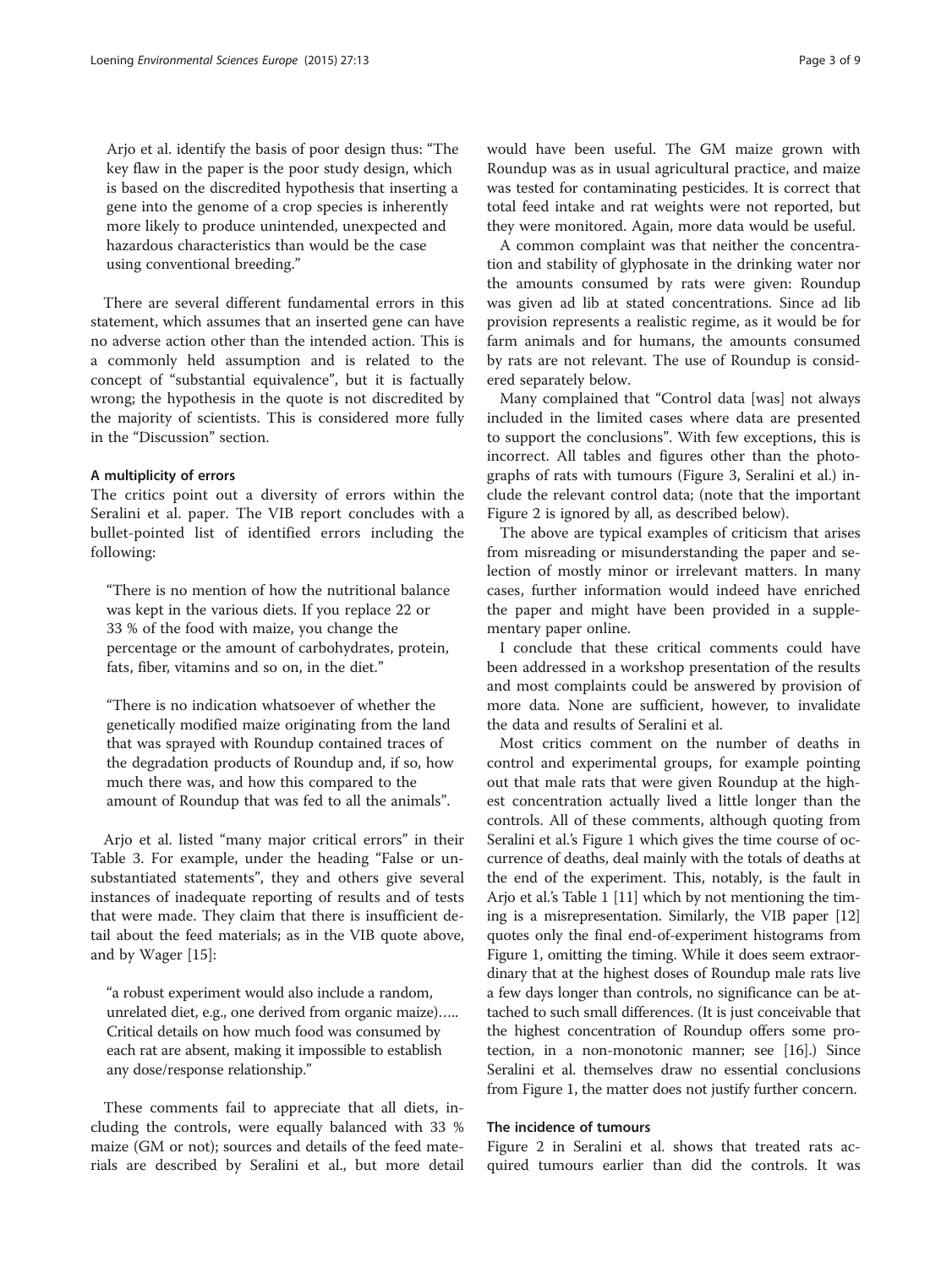> Arjo et al. identify the basis of poor design thus: "The key flaw in the paper is the poor study design, which is based on the discredited hypothesis that inserting a gene into the genome of a crop species is inherently more likely to produce unintended, unexpected and hazardous characteristics than would be the case using conventional breeding."

There are several different fundamental errors in this statement, which assumes that an inserted gene can have no adverse action other than the intended action. This is a commonly held assumption and is related to the concept of "substantial equivalence", but it is factually wrong; the hypothesis in the quote is not discredited by the majority of scientists. This is considered more fully in the "Discussion" section.

#### A multiplicity of errors

The critics point out a diversity of errors within the Seralini et al. paper. The VIB report concludes with a bullet-pointed list of identified errors including the following:

> "There is no mention of how the nutritional balance was kept in the various diets. If you replace 22 or 33 % of the food with maize, you change the percentage or the amount of carbohydrates, protein, fats, fiber, vitamins and so on, in the diet."

> "There is no indication whatsoever of whether the genetically modified maize originating from the land that was sprayed with Roundup contained traces of the degradation products of Roundup and, if so, how much there was, and how this compared to the amount of Roundup that was fed to all the animals".

Arjo et al. listed "many major critical errors" in their Table 3. For example, under the heading "False or unsubstantiated statements", they and others give several instances of inadequate reporting of results and of tests that were made. They claim that there is insufficient detail about the feed materials; as in the VIB quote above, and by Wager [15]:

> "a robust experiment would also include a random, unrelated diet, e.g., one derived from organic maize)….. Critical details on how much food was consumed by each rat are absent, making it impossible to establish any dose/response relationship."

These comments fail to appreciate that all diets, including the controls, were equally balanced with 33 % maize (GM or not); sources and details of the feed materials are described by Seralini et al., but more detail would have been useful. The GM maize grown with Roundup was as in usual agricultural practice, and maize was tested for contaminating pesticides. It is correct that total feed intake and rat weights were not reported, but they were monitored. Again, more data would be useful.

A common complaint was that neither the concentration and stability of glyphosate in the drinking water nor the amounts consumed by rats were given: Roundup was given ad lib at stated concentrations. Since ad lib provision represents a realistic regime, as it would be for farm animals and for humans, the amounts consumed by rats are not relevant. The use of Roundup is considered separately below.

Many complained that "Control data [was] not always included in the limited cases where data are presented to support the conclusions". With few exceptions, this is incorrect. All tables and figures other than the photographs of rats with tumours (Figure 3, Seralini et al.) include the relevant control data; (note that the important Figure 2 is ignored by all, as described below).

The above are typical examples of criticism that arises from misreading or misunderstanding the paper and selection of mostly minor or irrelevant matters. In many cases, further information would indeed have enriched the paper and might have been provided in a supplementary paper online.

I conclude that these critical comments could have been addressed in a workshop presentation of the results and most complaints could be answered by provision of more data. None are sufficient, however, to invalidate the data and results of Seralini et al.

Most critics comment on the number of deaths in control and experimental groups, for example pointing out that male rats that were given Roundup at the highest concentration actually lived a little longer than the controls. All of these comments, although quoting from Seralini et al.'s Figure 1 which gives the time course of occurrence of deaths, deal mainly with the totals of deaths at the end of the experiment. This, notably, is the fault in Arjo et al.'s Table 1 [11] which by not mentioning the timing is a misrepresentation. Similarly, the VIB paper [12] quotes only the final end-of-experiment histograms from Figure 1, omitting the timing. While it does seem extraordinary that at the highest doses of Roundup male rats live a few days longer than controls, no significance can be attached to such small differences. (It is just conceivable that the highest concentration of Roundup offers some protection, in a non-monotonic manner; see [16].) Since Seralini et al. themselves draw no essential conclusions from Figure 1, the matter does not justify further concern.

#### The incidence of tumours

Figure 2 in Seralini et al. shows that treated rats acquired tumours earlier than did the controls. It was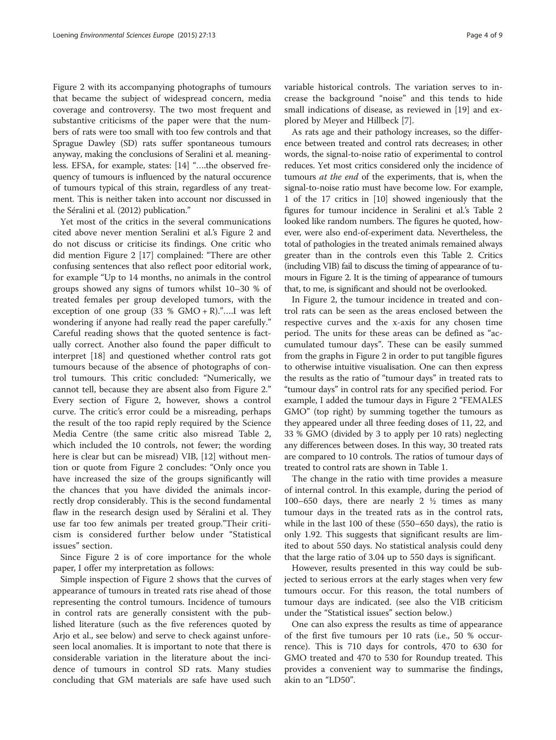Figure 2 with its accompanying photographs of tumours that became the subject of widespread concern, media coverage and controversy. The two most frequent and substantive criticisms of the paper were that the numbers of rats were too small with too few controls and that Sprague Dawley (SD) rats suffer spontaneous tumours anyway, making the conclusions of Seralini et al. meaningless. EFSA, for example, states: [14] "….the observed frequency of tumours is influenced by the natural occurence of tumours typical of this strain, regardless of any treatment. This is neither taken into account nor discussed in the Séralini et al. (2012) publication."

Yet most of the critics in the several communications cited above never mention Seralini et al.'s Figure 2 and do not discuss or criticise its findings. One critic who did mention Figure 2 [17] complained: "There are other confusing sentences that also reflect poor editorial work, for example "Up to 14 months, no animals in the control groups showed any signs of tumors whilst 10–30 % of treated females per group developed tumors, with the exception of one group (33 % GMO + R)."….I was left wondering if anyone had really read the paper carefully." Careful reading shows that the quoted sentence is factually correct. Another also found the paper difficult to interpret [18] and questioned whether control rats got tumours because of the absence of photographs of control tumours. This critic concluded: "Numerically, we cannot tell, because they are absent also from Figure 2." Every section of Figure 2, however, shows a control curve. The critic's error could be a misreading, perhaps the result of the too rapid reply required by the Science Media Centre (the same critic also misread Table 2, which included the 10 controls, not fewer; the wording here is clear but can be misread) VIB, [12] without mention or quote from Figure 2 concludes: "Only once you have increased the size of the groups significantly will the chances that you have divided the animals incorrectly drop considerably. This is the second fundamental flaw in the research design used by Séralini et al. They use far too few animals per treated group."Their criticism is considered further below under "Statistical issues" section.

Since Figure 2 is of core importance for the whole paper, I offer my interpretation as follows:

Simple inspection of Figure 2 shows that the curves of appearance of tumours in treated rats rise ahead of those representing the control tumours. Incidence of tumours in control rats are generally consistent with the published literature (such as the five references quoted by Arjo et al., see below) and serve to check against unforeseen local anomalies. It is important to note that there is considerable variation in the literature about the incidence of tumours in control SD rats. Many studies concluding that GM materials are safe have used such variable historical controls. The variation serves to increase the background "noise" and this tends to hide small indications of disease, as reviewed in [19] and explored by Meyer and Hillbeck [7].

As rats age and their pathology increases, so the difference between treated and control rats decreases; in other words, the signal-to-noise ratio of experimental to control reduces. Yet most critics considered only the incidence of tumours *at the end* of the experiments, that is, when the signal-to-noise ratio must have become low. For example, 1 of the 17 critics in [10] showed ingeniously that the figures for tumour incidence in Seralini et al.'s Table 2 looked like random numbers. The figures he quoted, however, were also end-of-experiment data. Nevertheless, the total of pathologies in the treated animals remained always greater than in the controls even this Table 2. Critics (including VIB) fail to discuss the timing of appearance of tumours in Figure 2. It is the timing of appearance of tumours that, to me, is significant and should not be overlooked.

In Figure 2, the tumour incidence in treated and control rats can be seen as the areas enclosed between the respective curves and the x-axis for any chosen time period. The units for these areas can be defined as "accumulated tumour days". These can be easily summed from the graphs in Figure 2 in order to put tangible figures to otherwise intuitive visualisation. One can then express the results as the ratio of "tumour days" in treated rats to "tumour days" in control rats for any specified period. For example, I added the tumour days in Figure 2 "FEMALES GMO" (top right) by summing together the tumours as they appeared under all three feeding doses of 11, 22, and 33 % GMO (divided by 3 to apply per 10 rats) neglecting any differences between doses. In this way, 30 treated rats are compared to 10 controls. The ratios of tumour days of treated to control rats are shown in Table 1.

The change in the ratio with time provides a measure of internal control. In this example, during the period of 100–650 days, there are nearly 2 ½ times as many tumour days in the treated rats as in the control rats, while in the last 100 of these (550–650 days), the ratio is only 1.92. This suggests that significant results are limited to about 550 days. No statistical analysis could deny that the large ratio of 3.04 up to 550 days is significant.

However, results presented in this way could be subjected to serious errors at the early stages when very few tumours occur. For this reason, the total numbers of tumour days are indicated. (see also the VIB criticism under the "Statistical issues" section below.)

One can also express the results as time of appearance of the first five tumours per 10 rats (i.e., 50 % occurrence). This is 710 days for controls, 470 to 630 for GMO treated and 470 to 530 for Roundup treated. This provides a convenient way to summarise the findings, akin to an "LD50".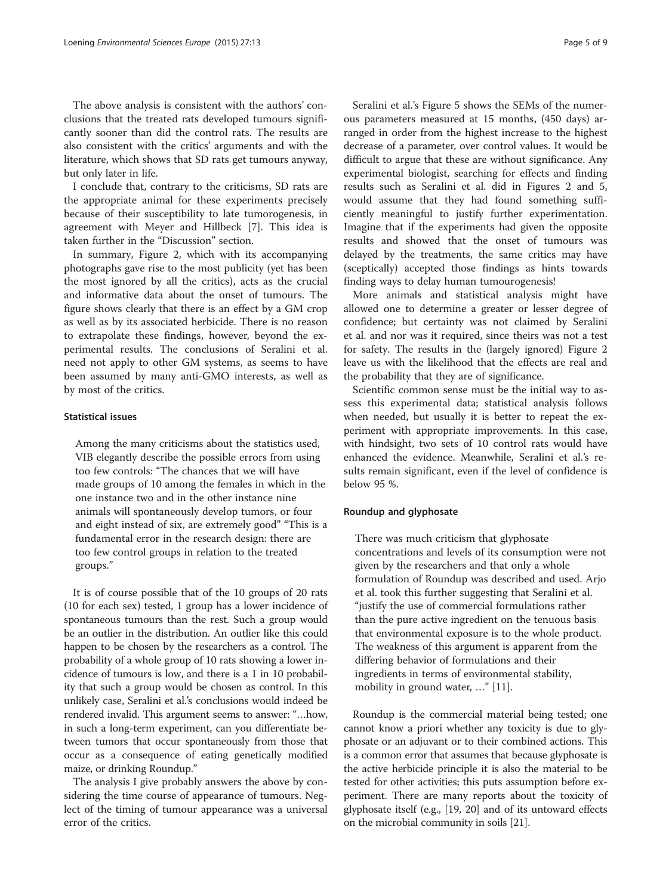The above analysis is consistent with the authors' conclusions that the treated rats developed tumours significantly sooner than did the control rats. The results are also consistent with the critics' arguments and with the literature, which shows that SD rats get tumours anyway, but only later in life.

I conclude that, contrary to the criticisms, SD rats are the appropriate animal for these experiments precisely because of their susceptibility to late tumorogenesis, in agreement with Meyer and Hillbeck [7]. This idea is taken further in the "Discussion" section.

In summary, Figure 2, which with its accompanying photographs gave rise to the most publicity (yet has been the most ignored by all the critics), acts as the crucial and informative data about the onset of tumours. The figure shows clearly that there is an effect by a GM crop as well as by its associated herbicide. There is no reason to extrapolate these findings, however, beyond the experimental results. The conclusions of Seralini et al. need not apply to other GM systems, as seems to have been assumed by many anti-GMO interests, as well as by most of the critics.

### Statistical issues

> Among the many criticisms about the statistics used, VIB elegantly describe the possible errors from using too few controls: "The chances that we will have made groups of 10 among the females in which in the one instance two and in the other instance nine animals will spontaneously develop tumors, or four and eight instead of six, are extremely good" "This is a fundamental error in the research design: there are too few control groups in relation to the treated groups."

It is of course possible that of the 10 groups of 20 rats (10 for each sex) tested, 1 group has a lower incidence of spontaneous tumours than the rest. Such a group would be an outlier in the distribution. An outlier like this could happen to be chosen by the researchers as a control. The probability of a whole group of 10 rats showing a lower incidence of tumours is low, and there is a 1 in 10 probability that such a group would be chosen as control. In this unlikely case, Seralini et al.'s conclusions would indeed be rendered invalid. This argument seems to answer: "…how, in such a long-term experiment, can you differentiate between tumors that occur spontaneously from those that occur as a consequence of eating genetically modified maize, or drinking Roundup."

The analysis I give probably answers the above by considering the time course of appearance of tumours. Neglect of the timing of tumour appearance was a universal error of the critics.

Seralini et al.'s Figure 5 shows the SEMs of the numerous parameters measured at 15 months, (450 days) arranged in order from the highest increase to the highest decrease of a parameter, over control values. It would be difficult to argue that these are without significance. Any experimental biologist, searching for effects and finding results such as Seralini et al. did in Figures 2 and 5, would assume that they had found something sufficiently meaningful to justify further experimentation. Imagine that if the experiments had given the opposite results and showed that the onset of tumours was delayed by the treatments, the same critics may have (sceptically) accepted those findings as hints towards finding ways to delay human tumourogenesis!

More animals and statistical analysis might have allowed one to determine a greater or lesser degree of confidence; but certainty was not claimed by Seralini et al. and nor was it required, since theirs was not a test for safety. The results in the (largely ignored) Figure 2 leave us with the likelihood that the effects are real and the probability that they are of significance.

Scientific common sense must be the initial way to assess this experimental data; statistical analysis follows when needed, but usually it is better to repeat the experiment with appropriate improvements. In this case, with hindsight, two sets of 10 control rats would have enhanced the evidence. Meanwhile, Seralini et al.'s results remain significant, even if the level of confidence is below 95 %.

### Roundup and glyphosate

> There was much criticism that glyphosate concentrations and levels of its consumption were not given by the researchers and that only a whole formulation of Roundup was described and used. Arjo et al. took this further suggesting that Seralini et al. "justify the use of commercial formulations rather than the pure active ingredient on the tenuous basis that environmental exposure is to the whole product. The weakness of this argument is apparent from the differing behavior of formulations and their ingredients in terms of environmental stability, mobility in ground water, …" [11].

Roundup is the commercial material being tested; one cannot know a priori whether any toxicity is due to glyphosate or an adjuvant or to their combined actions. This is a common error that assumes that because glyphosate is the active herbicide principle it is also the material to be tested for other activities; this puts assumption before experiment. There are many reports about the toxicity of glyphosate itself (e.g., [19, 20] and of its untoward effects on the microbial community in soils [21].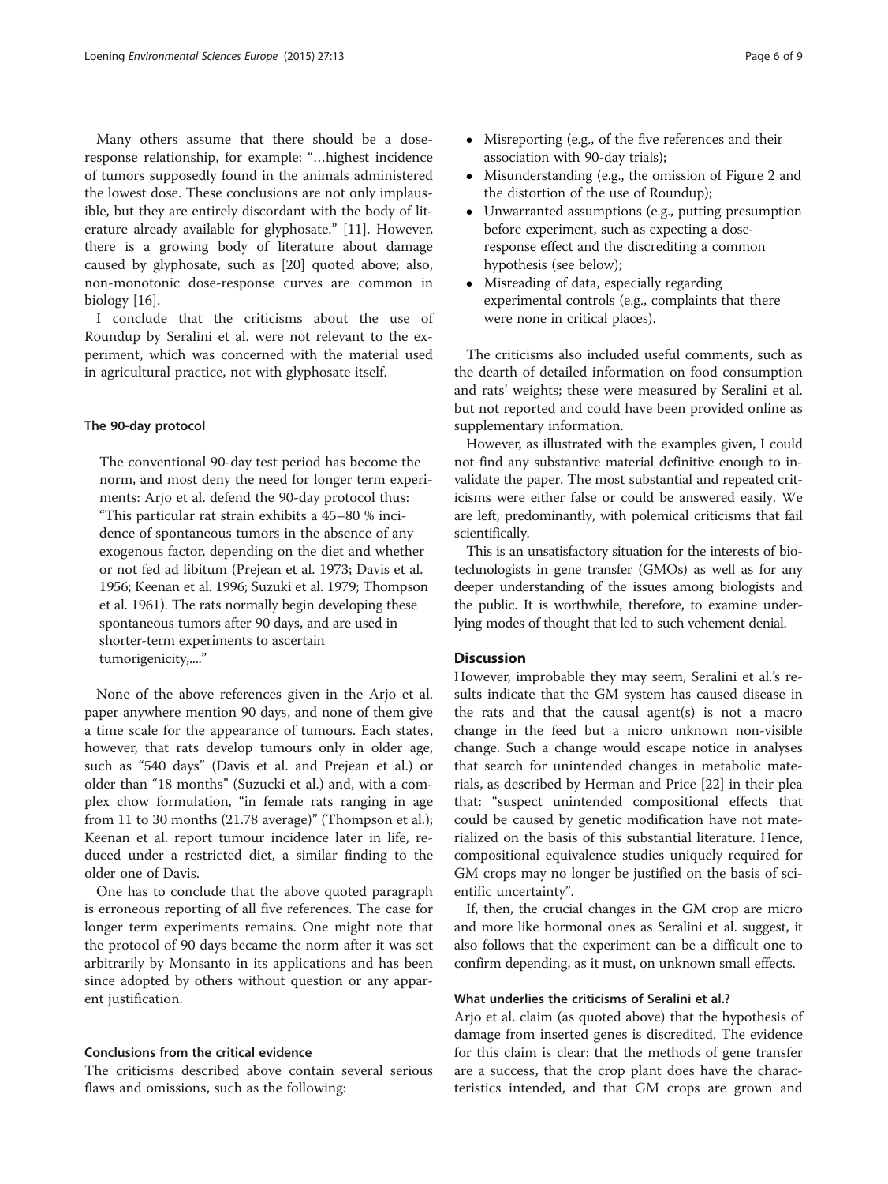Many others assume that there should be a dose-response relationship, for example: "…highest incidence of tumors supposedly found in the animals administered the lowest dose. These conclusions are not only implausible, but they are entirely discordant with the body of literature already available for glyphosate." [11]. However, there is a growing body of literature about damage caused by glyphosate, such as [20] quoted above; also, non-monotonic dose-response curves are common in biology [16].

I conclude that the criticisms about the use of Roundup by Seralini et al. were not relevant to the experiment, which was concerned with the material used in agricultural practice, not with glyphosate itself.

#### The 90-day protocol

> The conventional 90-day test period has become the norm, and most deny the need for longer term experiments: Arjo et al. defend the 90-day protocol thus: "This particular rat strain exhibits a 45–80 % incidence of spontaneous tumors in the absence of any exogenous factor, depending on the diet and whether or not fed ad libitum (Prejean et al. 1973; Davis et al. 1956; Keenan et al. 1996; Suzuki et al. 1979; Thompson et al. 1961). The rats normally begin developing these spontaneous tumors after 90 days, and are used in shorter-term experiments to ascertain tumorigenicity,...."

None of the above references given in the Arjo et al. paper anywhere mention 90 days, and none of them give a time scale for the appearance of tumours. Each states, however, that rats develop tumours only in older age, such as "540 days" (Davis et al. and Prejean et al.) or older than "18 months" (Suzucki et al.) and, with a complex chow formulation, "in female rats ranging in age from 11 to 30 months (21.78 average)" (Thompson et al.); Keenan et al. report tumour incidence later in life, reduced under a restricted diet, a similar finding to the older one of Davis.

One has to conclude that the above quoted paragraph is erroneous reporting of all five references. The case for longer term experiments remains. One might note that the protocol of 90 days became the norm after it was set arbitrarily by Monsanto in its applications and has been since adopted by others without question or any apparent justification.

#### Conclusions from the critical evidence

The criticisms described above contain several serious flaws and omissions, such as the following:

- Misreporting (e.g., of the five references and their association with 90-day trials);
- Misunderstanding (e.g., the omission of Figure 2 and the distortion of the use of Roundup);
- Unwarranted assumptions (e.g., putting presumption before experiment, such as expecting a dose-response effect and the discrediting a common hypothesis (see below);
- Misreading of data, especially regarding experimental controls (e.g., complaints that there were none in critical places).

The criticisms also included useful comments, such as the dearth of detailed information on food consumption and rats' weights; these were measured by Seralini et al. but not reported and could have been provided online as supplementary information.

However, as illustrated with the examples given, I could not find any substantive material definitive enough to invalidate the paper. The most substantial and repeated criticisms were either false or could be answered easily. We are left, predominantly, with polemical criticisms that fail scientifically.

This is an unsatisfactory situation for the interests of biotechnologists in gene transfer (GMOs) as well as for any deeper understanding of the issues among biologists and the public. It is worthwhile, therefore, to examine underlying modes of thought that led to such vehement denial.

## Discussion

However, improbable they may seem, Seralini et al.'s results indicate that the GM system has caused disease in the rats and that the causal agent(s) is not a macro change in the feed but a micro unknown non-visible change. Such a change would escape notice in analyses that search for unintended changes in metabolic materials, as described by Herman and Price [22] in their plea that: "suspect unintended compositional effects that could be caused by genetic modification have not materialized on the basis of this substantial literature. Hence, compositional equivalence studies uniquely required for GM crops may no longer be justified on the basis of scientific uncertainty".

If, then, the crucial changes in the GM crop are micro and more like hormonal ones as Seralini et al. suggest, it also follows that the experiment can be a difficult one to confirm depending, as it must, on unknown small effects.

#### What underlies the criticisms of Seralini et al.?

Arjo et al. claim (as quoted above) that the hypothesis of damage from inserted genes is discredited. The evidence for this claim is clear: that the methods of gene transfer are a success, that the crop plant does have the characteristics intended, and that GM crops are grown and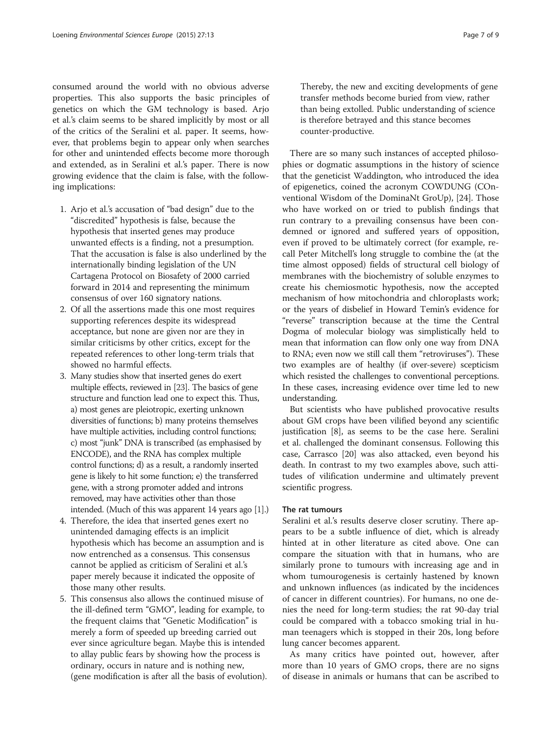consumed around the world with no obvious adverse properties. This also supports the basic principles of genetics on which the GM technology is based. Arjo et al.'s claim seems to be shared implicitly by most or all of the critics of the Seralini et al. paper. It seems, however, that problems begin to appear only when searches for other and unintended effects become more thorough and extended, as in Seralini et al.'s paper. There is now growing evidence that the claim is false, with the following implications:

1. Arjo et al.'s accusation of "bad design" due to the "discredited" hypothesis is false, because the hypothesis that inserted genes may produce unwanted effects is a finding, not a presumption. That the accusation is false is also underlined by the internationally binding legislation of the UN Cartagena Protocol on Biosafety of 2000 carried forward in 2014 and representing the minimum consensus of over 160 signatory nations.
2. Of all the assertions made this one most requires supporting references despite its widespread acceptance, but none are given nor are they in similar criticisms by other critics, except for the repeated references to other long-term trials that showed no harmful effects.
3. Many studies show that inserted genes do exert multiple effects, reviewed in [23]. The basics of gene structure and function lead one to expect this. Thus, a) most genes are pleiotropic, exerting unknown diversities of functions; b) many proteins themselves have multiple activities, including control functions; c) most "junk" DNA is transcribed (as emphasised by ENCODE), and the RNA has complex multiple control functions; d) as a result, a randomly inserted gene is likely to hit some function; e) the transferred gene, with a strong promoter added and introns removed, may have activities other than those intended. (Much of this was apparent 14 years ago [1].)
4. Therefore, the idea that inserted genes exert no unintended damaging effects is an implicit hypothesis which has become an assumption and is now entrenched as a consensus. This consensus cannot be applied as criticism of Seralini et al.'s paper merely because it indicated the opposite of those many other results.
5. This consensus also allows the continued misuse of the ill-defined term "GMO", leading for example, to the frequent claims that "Genetic Modification" is merely a form of speeded up breeding carried out ever since agriculture began. Maybe this is intended to allay public fears by showing how the process is ordinary, occurs in nature and is nothing new, (gene modification is after all the basis of evolution). Thereby, the new and exciting developments of gene transfer methods become buried from view, rather than being extolled. Public understanding of science is therefore betrayed and this stance becomes counter-productive.

There are so many such instances of accepted philosophies or dogmatic assumptions in the history of science that the geneticist Waddington, who introduced the idea of epigenetics, coined the acronym COWDUNG (COnventional Wisdom of the DominaNt GroUp), [24]. Those who have worked on or tried to publish findings that run contrary to a prevailing consensus have been condemned or ignored and suffered years of opposition, even if proved to be ultimately correct (for example, recall Peter Mitchell's long struggle to combine the (at the time almost opposed) fields of structural cell biology of membranes with the biochemistry of soluble enzymes to create his chemiosmotic hypothesis, now the accepted mechanism of how mitochondria and chloroplasts work; or the years of disbelief in Howard Temin's evidence for "reverse" transcription because at the time the Central Dogma of molecular biology was simplistically held to mean that information can flow only one way from DNA to RNA; even now we still call them "retroviruses"). These two examples are of healthy (if over-severe) scepticism which resisted the challenges to conventional perceptions. In these cases, increasing evidence over time led to new understanding.

But scientists who have published provocative results about GM crops have been vilified beyond any scientific justification [8], as seems to be the case here. Seralini et al. challenged the dominant consensus. Following this case, Carrasco [20] was also attacked, even beyond his death. In contrast to my two examples above, such attitudes of vilification undermine and ultimately prevent scientific progress.

### The rat tumours

Seralini et al.'s results deserve closer scrutiny. There appears to be a subtle influence of diet, which is already hinted at in other literature as cited above. One can compare the situation with that in humans, who are similarly prone to tumours with increasing age and in whom tumourogenesis is certainly hastened by known and unknown influences (as indicated by the incidences of cancer in different countries). For humans, no one denies the need for long-term studies; the rat 90-day trial could be compared with a tobacco smoking trial in human teenagers which is stopped in their 20s, long before lung cancer becomes apparent.

As many critics have pointed out, however, after more than 10 years of GMO crops, there are no signs of disease in animals or humans that can be ascribed to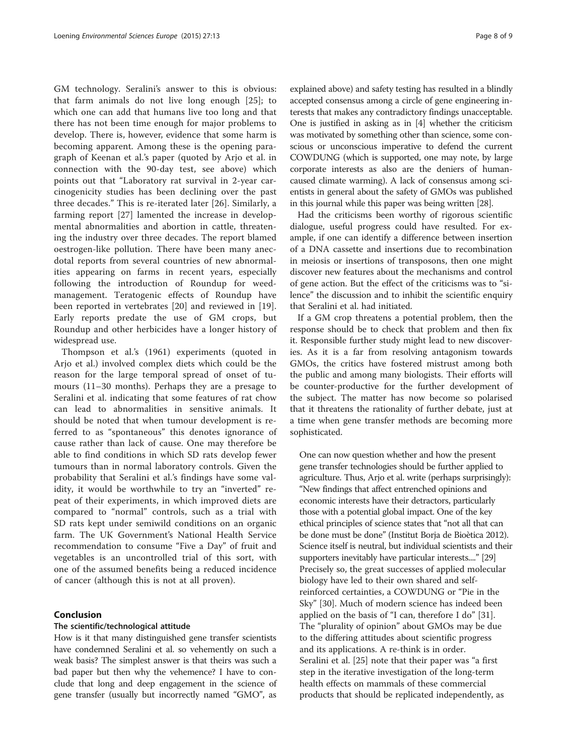GM technology. Seralini's answer to this is obvious: that farm animals do not live long enough [25]; to which one can add that humans live too long and that there has not been time enough for major problems to develop. There is, however, evidence that some harm is becoming apparent. Among these is the opening paragraph of Keenan et al.'s paper (quoted by Arjo et al. in connection with the 90-day test, see above) which points out that "Laboratory rat survival in 2-year carcinogenicity studies has been declining over the past three decades." This is re-iterated later [26]. Similarly, a farming report [27] lamented the increase in developmental abnormalities and abortion in cattle, threatening the industry over three decades. The report blamed oestrogen-like pollution. There have been many anecdotal reports from several countries of new abnormalities appearing on farms in recent years, especially following the introduction of Roundup for weed-management. Teratogenic effects of Roundup have been reported in vertebrates [20] and reviewed in [19]. Early reports predate the use of GM crops, but Roundup and other herbicides have a longer history of widespread use.

Thompson et al.'s (1961) experiments (quoted in Arjo et al.) involved complex diets which could be the reason for the large temporal spread of onset of tumours (11–30 months). Perhaps they are a presage to Seralini et al. indicating that some features of rat chow can lead to abnormalities in sensitive animals. It should be noted that when tumour development is referred to as "spontaneous" this denotes ignorance of cause rather than lack of cause. One may therefore be able to find conditions in which SD rats develop fewer tumours than in normal laboratory controls. Given the probability that Seralini et al.'s findings have some validity, it would be worthwhile to try an "inverted" repeat of their experiments, in which improved diets are compared to "normal" controls, such as a trial with SD rats kept under semiwild conditions on an organic farm. The UK Government's National Health Service recommendation to consume "Five a Day" of fruit and vegetables is an uncontrolled trial of this sort, with one of the assumed benefits being a reduced incidence of cancer (although this is not at all proven).

## Conclusion

### The scientific/technological attitude

How is it that many distinguished gene transfer scientists have condemned Seralini et al. so vehemently on such a weak basis? The simplest answer is that theirs was such a bad paper but then why the vehemence? I have to conclude that long and deep engagement in the science of gene transfer (usually but incorrectly named "GMO", as explained above) and safety testing has resulted in a blindly accepted consensus among a circle of gene engineering interests that makes any contradictory findings unacceptable. One is justified in asking as in [4] whether the criticism was motivated by something other than science, some conscious or unconscious imperative to defend the current COWDUNG (which is supported, one may note, by large corporate interests as also are the deniers of human-caused climate warming). A lack of consensus among scientists in general about the safety of GMOs was published in this journal while this paper was being written [28].

Had the criticisms been worthy of rigorous scientific dialogue, useful progress could have resulted. For example, if one can identify a difference between insertion of a DNA cassette and insertions due to recombination in meiosis or insertions of transposons, then one might discover new features about the mechanisms and control of gene action. But the effect of the criticisms was to "silence" the discussion and to inhibit the scientific enquiry that Seralini et al. had initiated.

If a GM crop threatens a potential problem, then the response should be to check that problem and then fix it. Responsible further study might lead to new discoveries. As it is a far from resolving antagonism towards GMOs, the critics have fostered mistrust among both the public and among many biologists. Their efforts will be counter-productive for the further development of the subject. The matter has now become so polarised that it threatens the rationality of further debate, just at a time when gene transfer methods are becoming more sophisticated.

One can now question whether and how the present gene transfer technologies should be further applied to agriculture. Thus, Arjo et al. write (perhaps surprisingly): "New findings that affect entrenched opinions and economic interests have their detractors, particularly those with a potential global impact. One of the key ethical principles of science states that "not all that can be done must be done" (Institut Borja de Bioètica 2012). Science itself is neutral, but individual scientists and their supporters inevitably have particular interests...." [29] Precisely so, the great successes of applied molecular biology have led to their own shared and self-reinforced certainties, a COWDUNG or "Pie in the Sky" [30]. Much of modern science has indeed been applied on the basis of "I can, therefore I do" [31]. The "plurality of opinion" about GMOs may be due to the differing attitudes about scientific progress and its applications. A re-think is in order.
Seralini et al. [25] note that their paper was "a first step in the iterative investigation of the long-term health effects on mammals of these commercial products that should be replicated independently, as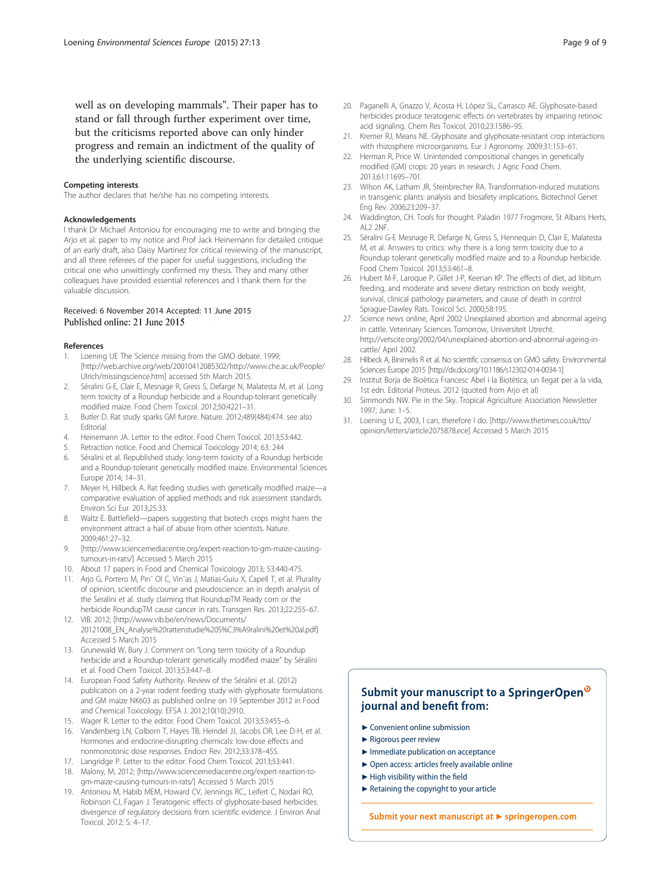well as on developing mammals". Their paper has to stand or fall through further experiment over time, but the criticisms reported above can only hinder progress and remain an indictment of the quality of the underlying scientific discourse.

#### Competing interests

The author declares that he/she has no competing interests.

#### Acknowledgements

I thank Dr Michael Antoniou for encouraging me to write and bringing the Arjo et al. paper to my notice and Prof Jack Heinemann for detailed critique of an early draft, also Daisy Martinez for critical reviewing of the manuscript, and all three referees of the paper for useful suggestions, including the critical one who unwittingly confirmed my thesis. They and many other colleagues have provided essential references and I thank them for the valuable discussion.

Received: 6 November 2014 Accepted: 11 June 2015
Published online: 21 June 2015

#### References

1. Loening UE The Science missing from the GMO debate. 1999; [http://web.archive.org/web/20010412085302/http://www.che.ac.uk/People/Ulrich/missingscience.htm] accessed 5th March 2015.
2. Séralini G-E, Clair E, Mesnage R, Gress S, Defarge N, Malatesta M, et al. Long term toxicity of a Roundup herbicide and a Roundup-tolerant genetically modified maize. Food Chem Toxicol. 2012;50:4221–31.
3. Butler D. Rat study sparks GM furore. Nature. 2012;489(484):474. see also Editorial.
4. Heinemann JA. Letter to the editor. Food Chem Toxicol. 2013;53:442.
5. Retraction notice. Food and Chemical Toxicology 2014; 63: 244
6. Séralini et al. Republished study: long-term toxicity of a Roundup herbicide and a Roundup-tolerant genetically modified maize. Environmental Sciences Europe 2014; 14–31.
7. Meyer H, Hillbeck A. Rat feeding studies with genetically modified maize—a comparative evaluation of applied methods and risk assessment standards. Environ Sci Eur. 2013;25:33.
8. Waltz E. Battlefield—papers suggesting that biotech crops might harm the environment attract a hail of abuse from other scientists. Nature. 2009;461:27–32.
9. [http://www.sciencemediacentre.org/expert-reaction-to-gm-maize-causing-tumours-in-rats/] Accessed 5 March 2015
10. About 17 papers in Food and Chemical Toxicology 2013; 53:440-475.
11. Arjo G, Portero M, Pin˜ Ol C, Vin˜as J, Matias-Guiu X, Capell T, et al. Plurality of opinion, scientific discourse and pseudoscience: an in depth analysis of the Seralini et al. study claiming that RoundupTM Ready corn or the herbicide RoundupTM cause cancer in rats. Transgen Res. 2013;22:255–67.
12. VIB. 2012; [http://www.vib.be/en/news/Documents/20121008_EN_Analyse%20rattenstudie%20S%C3%A9ralini%20et%20al.pdf] Accessed 5 March 2015
13. Grunewald W, Bury J. Comment on "Long term toxicity of a Roundup herbicide and a Roundup-tolerant genetically modified maize" by Séralini et al. Food Chem Toxicol. 2013;53:447–8.
14. European Food Safety Authority. Review of the Séralini et al. (2012) publication on a 2-year rodent feeding study with glyphosate formulations and GM maize NK603 as published online on 19 September 2012 in Food and Chemical Toxicology. EFSA J. 2012;10(10):2910.
15. Wager R. Letter to the editor. Food Chem Toxicol. 2013;53:455–6.
16. Vandenberg LN, Colborn T, Hayes TB, Heindel JJ, Jacobs DR, Lee D-H, et al. Hormones and endocrine-disrupting chemicals: low-dose effects and nonmonotonic dose responses. Endocr Rev. 2012;33:378–455.
17. Langridge P. Letter to the editor. Food Chem Toxicol. 2013;53:441.
18. Malony, M, 2012; [http://www.sciencemediacentre.org/expert-reaction-to-gm-maize-causing-tumours-in-rats/] Accessed 5 March 2015
19. Antoniou M, Habib MEM, Howard CV, Jennings RC., Leifert C, Nodari RO, Robinson CJ, Fagan J. Teratogenic effects of glyphosate-based herbicides: divergence of regulatory decisions from scientific evidence. J Environ Anal Toxicol. 2012; S: 4–17.
20. Paganelli A, Gnazzo V, Acosta H, López SL, Carrasco AE. Glyphosate-based herbicides produce teratogenic effects on vertebrates by impairing retinoic acid signaling. Chem Res Toxicol. 2010;23:1586–95.
21. Kremer RJ, Means NE. Glyphosate and glyphosate-resistant crop interactions with rhizosphere microorganisms. Eur J Agronomy. 2009;31:153–61.
22. Herman R, Price W. Unintended compositional changes in genetically modified (GM) crops: 20 years in research. J Agric Food Chem. 2013;61:11695–701.
23. Wilson AK, Latham JR, Steinbrecher RA. Transformation-induced mutations in transgenic plants: analysis and biosafety implications. Biotechnol Genet Eng Rev. 2006;23:209–37.
24. Waddington, CH. Tools for thought. Paladin 1977 Frogmore, St Albans Herts, AL2 2NF.
25. Séralini G-E Mesnage R, Defarge N, Gress S, Hennequin D, Clair E, Malatesta M, et al. Answers to critics: why there is a long term toxicity due to a Roundup tolerant genetically modified maize and to a Roundup herbicide. Food Chem Toxicol. 2013;53:461–8.
26. Hubert M-F, Laroque P, Gillet J-P, Keenan KP. The effects of diet, ad libitum feeding, and moderate and severe dietary restriction on body weight, survival, clinical pathology parameters, and cause of death in control Sprague-Dawley Rats. Toxicol Sci. 2000;58:195.
27. Science news online, April 2002 Unexplained abortion and abnormal ageing in cattle. Veterinary Sciences Tomorrow, Universiteit Utrecht. http://vetscite.org/2002/04/unexplained-abortion-and-abnormal-ageing-in-cattle/ April 2002.
28. Hilbeck A, Binimelis R et al. No scientific consensus on GMO safety. Environmental Sciences Europe 2015 [http://dx.doi.org/10.1186/s12302-014-0034-1]
29. Institut Borja de Bioètica Francesc Abel i la Biotètica, un llegat per a la vida, 1st edn. Editorial Proteus. 2012 (quoted from Arjo et al)
30. Simmonds NW. Pie in the Sky. Tropical Agriculture Association Newsletter 1997; June: 1–5.
31. Loening U E, 2003, I can, therefore I do. [http://www.thetimes.co.uk/tto/opinion/letters/article2075878.ece] Accessed 5 March 2015

**Submit your manuscript to a SpringerOpen journal and benefit from:**

- ► Convenient online submission
- ► Rigorous peer review
- ► Immediate publication on acceptance
- ► Open access: articles freely available online
- ► High visibility within the field
- ► Retaining the copyright to your article

**Submit your next manuscript at ► springeropen.com**